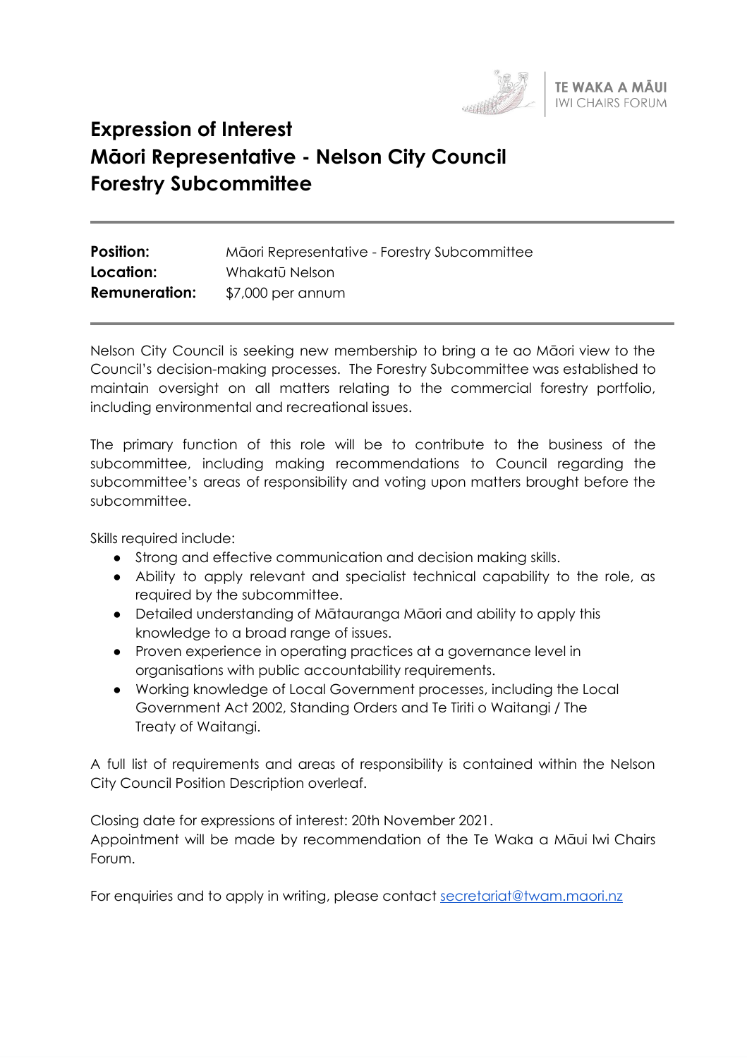TE WAKA A MĀUI
IWI CHAIRS FORUM

# Expression of Interest
# Māori Representative - Nelson City Council Forestry Subcommittee

| | |
|---|---|
| **Position:** | Māori Representative - Forestry Subcommittee |
| **Location:** | Whakatū Nelson |
| **Remuneration:** | $7,000 per annum |

Nelson City Council is seeking new membership to bring a te ao Māori view to the Council's decision-making processes. The Forestry Subcommittee was established to maintain oversight on all matters relating to the commercial forestry portfolio, including environmental and recreational issues.

The primary function of this role will be to contribute to the business of the subcommittee, including making recommendations to Council regarding the subcommittee's areas of responsibility and voting upon matters brought before the subcommittee.

Skills required include:

- Strong and effective communication and decision making skills.
- Ability to apply relevant and specialist technical capability to the role, as required by the subcommittee.
- Detailed understanding of Mātauranga Māori and ability to apply this knowledge to a broad range of issues.
- Proven experience in operating practices at a governance level in organisations with public accountability requirements.
- Working knowledge of Local Government processes, including the Local Government Act 2002, Standing Orders and Te Tiriti o Waitangi / The Treaty of Waitangi.

A full list of requirements and areas of responsibility is contained within the Nelson City Council Position Description overleaf.

Closing date for expressions of interest: 20th November 2021.
Appointment will be made by recommendation of the Te Waka a Māui Iwi Chairs Forum.

For enquiries and to apply in writing, please contact secretariat@twam.maori.nz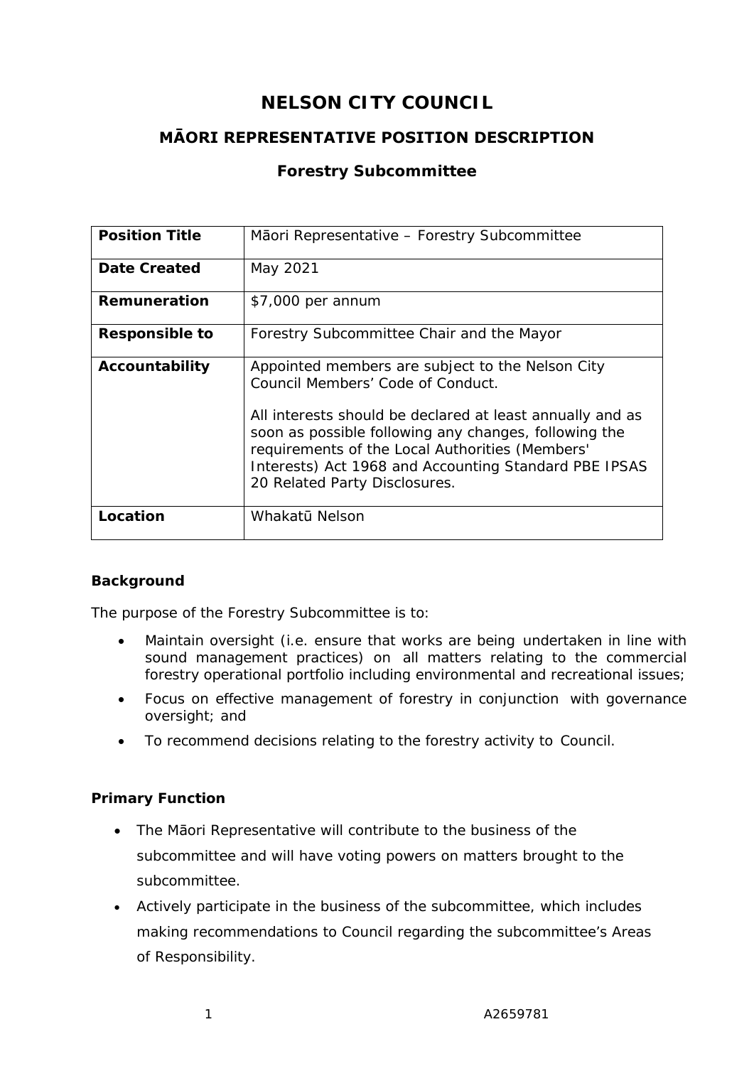# NELSON CITY COUNCIL

## MĀORI REPRESENTATIVE POSITION DESCRIPTION

### Forestry Subcommittee

| **Position Title** | Māori Representative – Forestry Subcommittee |
|---|---|
| **Date Created** | May 2021 |
| **Remuneration** | $7,000 per annum |
| **Responsible to** | Forestry Subcommittee Chair and the Mayor |
| **Accountability** | Appointed members are subject to the Nelson City Council Members' Code of Conduct.<br><br>All interests should be declared at least annually and as soon as possible following any changes, following the requirements of the Local Authorities (Members' Interests) Act 1968 and Accounting Standard PBE IPSAS 20 Related Party Disclosures. |
| **Location** | Whakatū Nelson |

**Background**

The purpose of the Forestry Subcommittee is to:

- Maintain oversight (i.e. ensure that works are being undertaken in line with sound management practices) on all matters relating to the commercial forestry operational portfolio including environmental and recreational issues;
- Focus on effective management of forestry in conjunction with governance oversight; and
- To recommend decisions relating to the forestry activity to Council.

**Primary Function**

- The Māori Representative will contribute to the business of the subcommittee and will have voting powers on matters brought to the subcommittee.
- Actively participate in the business of the subcommittee, which includes making recommendations to Council regarding the subcommittee's Areas of Responsibility.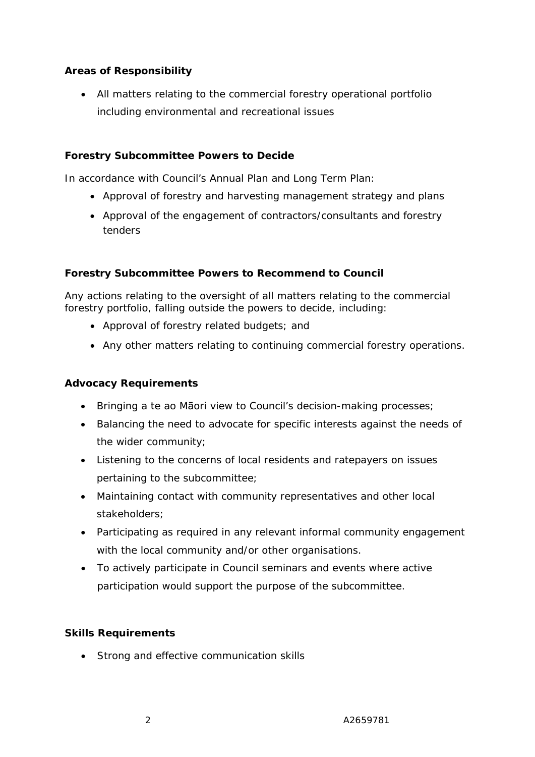**Areas of Responsibility**

- All matters relating to the commercial forestry operational portfolio including environmental and recreational issues

**Forestry Subcommittee Powers to Decide**

In accordance with Council's Annual Plan and Long Term Plan:

- Approval of forestry and harvesting management strategy and plans
- Approval of the engagement of contractors/consultants and forestry tenders

**Forestry Subcommittee Powers to Recommend to Council**

Any actions relating to the oversight of all matters relating to the commercial forestry portfolio, falling outside the powers to decide, including:

- Approval of forestry related budgets; and
- Any other matters relating to continuing commercial forestry operations.

**Advocacy Requirements**

- Bringing a te ao Māori view to Council's decision-making processes;
- Balancing the need to advocate for specific interests against the needs of the wider community;
- Listening to the concerns of local residents and ratepayers on issues pertaining to the subcommittee;
- Maintaining contact with community representatives and other local stakeholders;
- Participating as required in any relevant informal community engagement with the local community and/or other organisations.
- To actively participate in Council seminars and events where active participation would support the purpose of the subcommittee.

**Skills Requirements**

- Strong and effective communication skills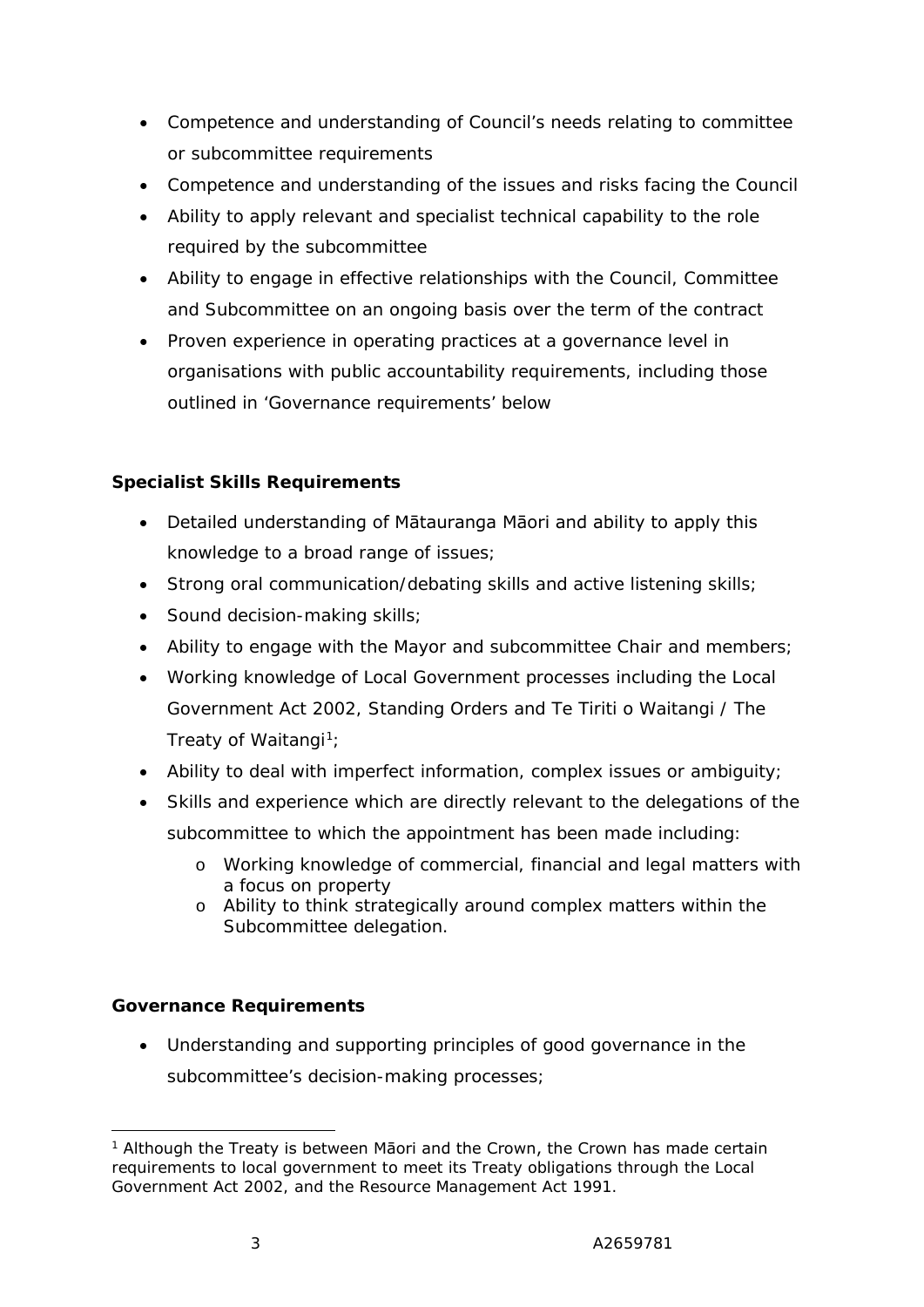- Competence and understanding of Council's needs relating to committee or subcommittee requirements
- Competence and understanding of the issues and risks facing the Council
- Ability to apply relevant and specialist technical capability to the role required by the subcommittee
- Ability to engage in effective relationships with the Council, Committee and Subcommittee on an ongoing basis over the term of the contract
- Proven experience in operating practices at a governance level in organisations with public accountability requirements, including those outlined in 'Governance requirements' below

**Specialist Skills Requirements**

- Detailed understanding of Mātauranga Māori and ability to apply this knowledge to a broad range of issues;
- Strong oral communication/debating skills and active listening skills;
- Sound decision-making skills;
- Ability to engage with the Mayor and subcommittee Chair and members;
- Working knowledge of Local Government processes including the Local Government Act 2002, Standing Orders and Te Tiriti o Waitangi / The Treaty of Waitangi[1];
- Ability to deal with imperfect information, complex issues or ambiguity;
- Skills and experience which are directly relevant to the delegations of the subcommittee to which the appointment has been made including:
  - Working knowledge of commercial, financial and legal matters with a focus on property
  - Ability to think strategically around complex matters within the Subcommittee delegation.

**Governance Requirements**

- Understanding and supporting principles of good governance in the subcommittee's decision-making processes;

[1] Although the Treaty is between Māori and the Crown, the Crown has made certain requirements to local government to meet its Treaty obligations through the Local Government Act 2002, and the Resource Management Act 1991.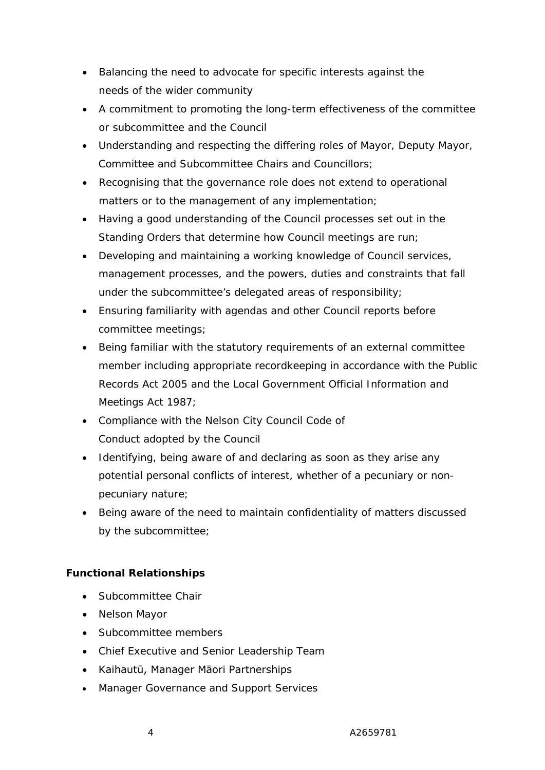- Balancing the need to advocate for specific interests against the needs of the wider community
- A commitment to promoting the long-term effectiveness of the committee or subcommittee and the Council
- Understanding and respecting the differing roles of Mayor, Deputy Mayor, Committee and Subcommittee Chairs and Councillors;
- Recognising that the governance role does not extend to operational matters or to the management of any implementation;
- Having a good understanding of the Council processes set out in the Standing Orders that determine how Council meetings are run;
- Developing and maintaining a working knowledge of Council services, management processes, and the powers, duties and constraints that fall under the subcommittee's delegated areas of responsibility;
- Ensuring familiarity with agendas and other Council reports before committee meetings;
- Being familiar with the statutory requirements of an external committee member including appropriate recordkeeping in accordance with the Public Records Act 2005 and the Local Government Official Information and Meetings Act 1987;
- Compliance with the Nelson City Council Code of Conduct adopted by the Council
- Identifying, being aware of and declaring as soon as they arise any potential personal conflicts of interest, whether of a pecuniary or non-pecuniary nature;
- Being aware of the need to maintain confidentiality of matters discussed by the subcommittee;

**Functional Relationships**

- Subcommittee Chair
- Nelson Mayor
- Subcommittee members
- Chief Executive and Senior Leadership Team
- Kaihautū, Manager Māori Partnerships
- Manager Governance and Support Services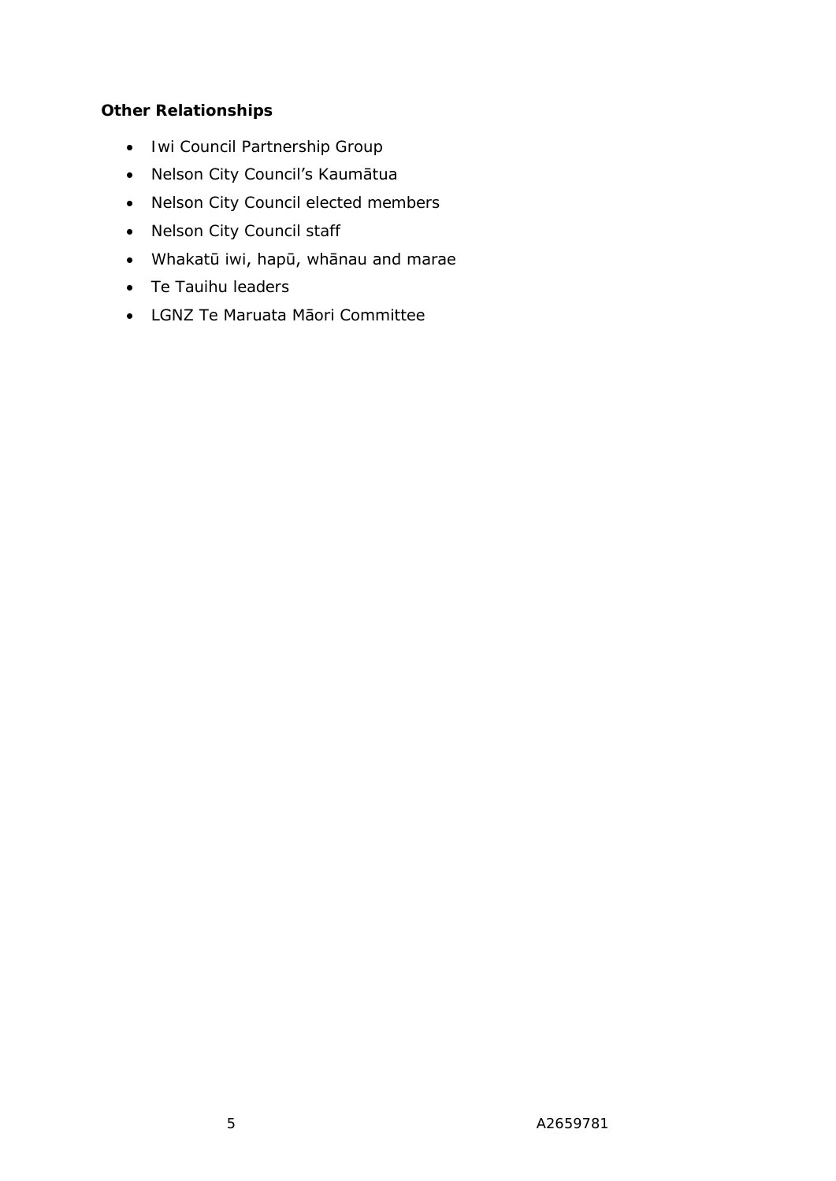**Other Relationships**

- Iwi Council Partnership Group
- Nelson City Council's Kaumātua
- Nelson City Council elected members
- Nelson City Council staff
- Whakatū iwi, hapū, whānau and marae
- Te Tauihu leaders
- LGNZ Te Maruata Māori Committee